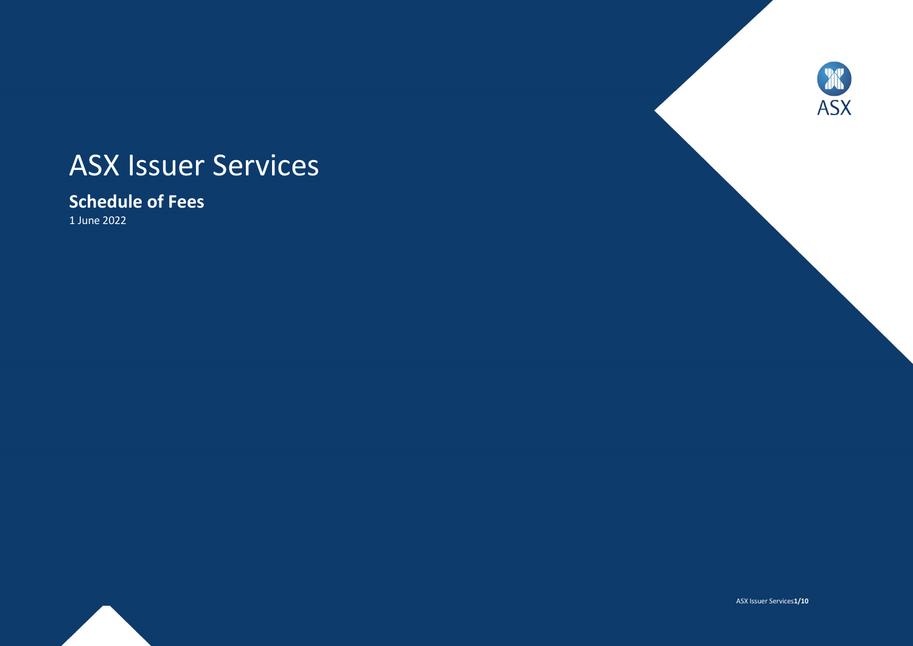# ASX Issuer Services

## Schedule of Fees

1 June 2022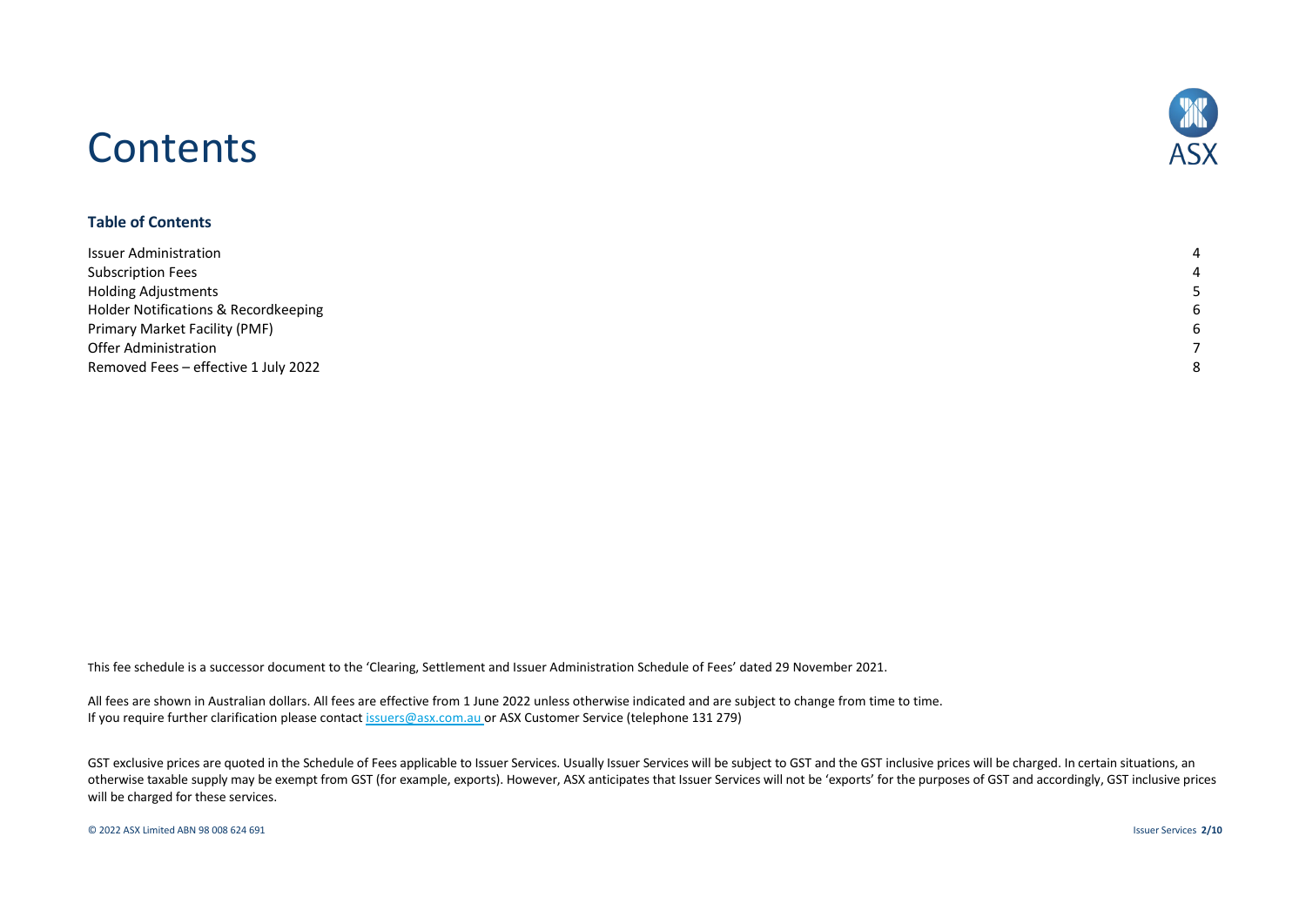# Contents

### Table of Contents

| | |
|---|---|
| Issuer Administration | 4 |
| Subscription Fees | 4 |
| Holding Adjustments | 5 |
| Holder Notifications & Recordkeeping | 6 |
| Primary Market Facility (PMF) | 6 |
| Offer Administration | 7 |
| Removed Fees – effective 1 July 2022 | 8 |

This fee schedule is a successor document to the 'Clearing, Settlement and Issuer Administration Schedule of Fees' dated 29 November 2021.

All fees are shown in Australian dollars. All fees are effective from 1 June 2022 unless otherwise indicated and are subject to change from time to time.
If you require further clarification please contact issuers@asx.com.au or ASX Customer Service (telephone 131 279)

GST exclusive prices are quoted in the Schedule of Fees applicable to Issuer Services. Usually Issuer Services will be subject to GST and the GST inclusive prices will be charged. In certain situations, an otherwise taxable supply may be exempt from GST (for example, exports). However, ASX anticipates that Issuer Services will not be 'exports' for the purposes of GST and accordingly, GST inclusive prices will be charged for these services.

© 2022 ASX Limited ABN 98 008 624 691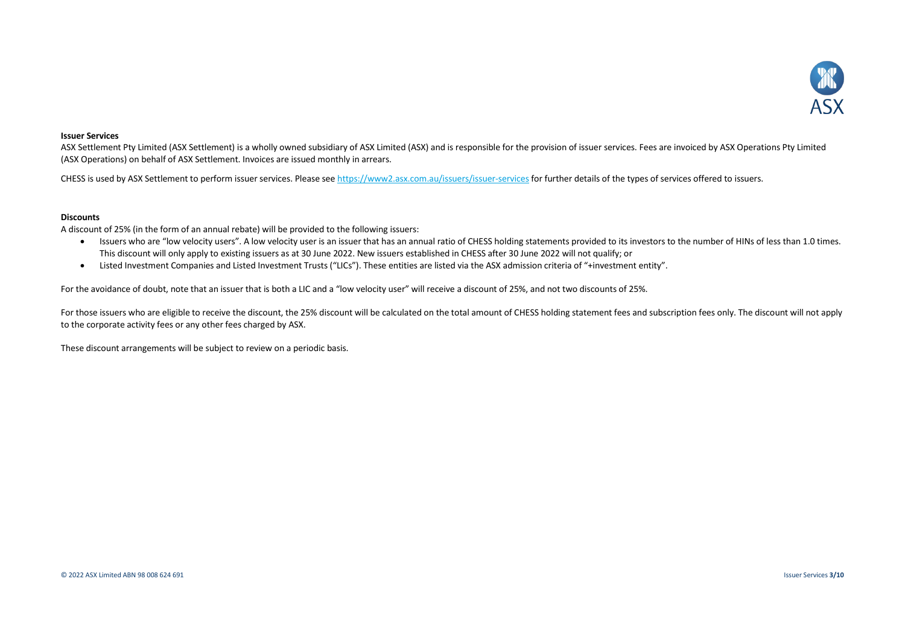**Issuer Services**

ASX Settlement Pty Limited (ASX Settlement) is a wholly owned subsidiary of ASX Limited (ASX) and is responsible for the provision of issuer services. Fees are invoiced by ASX Operations Pty Limited (ASX Operations) on behalf of ASX Settlement. Invoices are issued monthly in arrears.

CHESS is used by ASX Settlement to perform issuer services. Please see https://www2.asx.com.au/issuers/issuer-services for further details of the types of services offered to issuers.

**Discounts**

A discount of 25% (in the form of an annual rebate) will be provided to the following issuers:

- Issuers who are "low velocity users". A low velocity user is an issuer that has an annual ratio of CHESS holding statements provided to its investors to the number of HINs of less than 1.0 times. This discount will only apply to existing issuers as at 30 June 2022. New issuers established in CHESS after 30 June 2022 will not qualify; or
- Listed Investment Companies and Listed Investment Trusts ("LICs"). These entities are listed via the ASX admission criteria of "+investment entity".

For the avoidance of doubt, note that an issuer that is both a LIC and a "low velocity user" will receive a discount of 25%, and not two discounts of 25%.

For those issuers who are eligible to receive the discount, the 25% discount will be calculated on the total amount of CHESS holding statement fees and subscription fees only. The discount will not apply to the corporate activity fees or any other fees charged by ASX.

These discount arrangements will be subject to review on a periodic basis.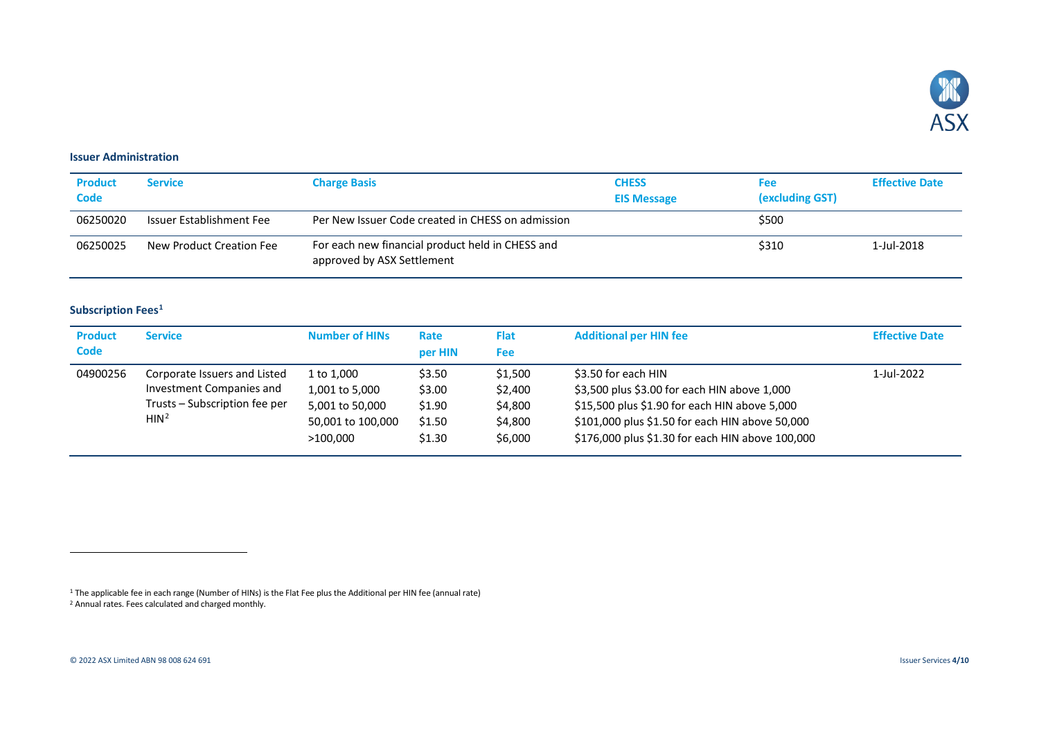**Issuer Administration**

| Product Code | Service | Charge Basis | CHESS EIS Message | Fee (excluding GST) | Effective Date |
|---|---|---|---|---|---|
| 06250020 | Issuer Establishment Fee | Per New Issuer Code created in CHESS on admission | | $500 | |
| 06250025 | New Product Creation Fee | For each new financial product held in CHESS and approved by ASX Settlement | | $310 | 1-Jul-2018 |

**Subscription Fees**[1]

| Product Code | Service | Number of HINs | Rate per HIN | Flat Fee | Additional per HIN fee | Effective Date |
|---|---|---|---|---|---|---|
| 04900256 | Corporate Issuers and Listed Investment Companies and Trusts – Subscription fee per HIN[2] | 1 to 1,000 | $3.50 | $1,500 | $3.50 for each HIN | 1-Jul-2022 |
| | | 1,001 to 5,000 | $3.00 | $2,400 | $3,500 plus $3.00 for each HIN above 1,000 | |
| | | 5,001 to 50,000 | $1.90 | $4,800 | $15,500 plus $1.90 for each HIN above 5,000 | |
| | | 50,001 to 100,000 | $1.50 | $4,800 | $101,000 plus $1.50 for each HIN above 50,000 | |
| | | >100,000 | $1.30 | $6,000 | $176,000 plus $1.30 for each HIN above 100,000 | |

[1] The applicable fee in each range (Number of HINs) is the Flat Fee plus the Additional per HIN fee (annual rate)

[2] Annual rates. Fees calculated and charged monthly.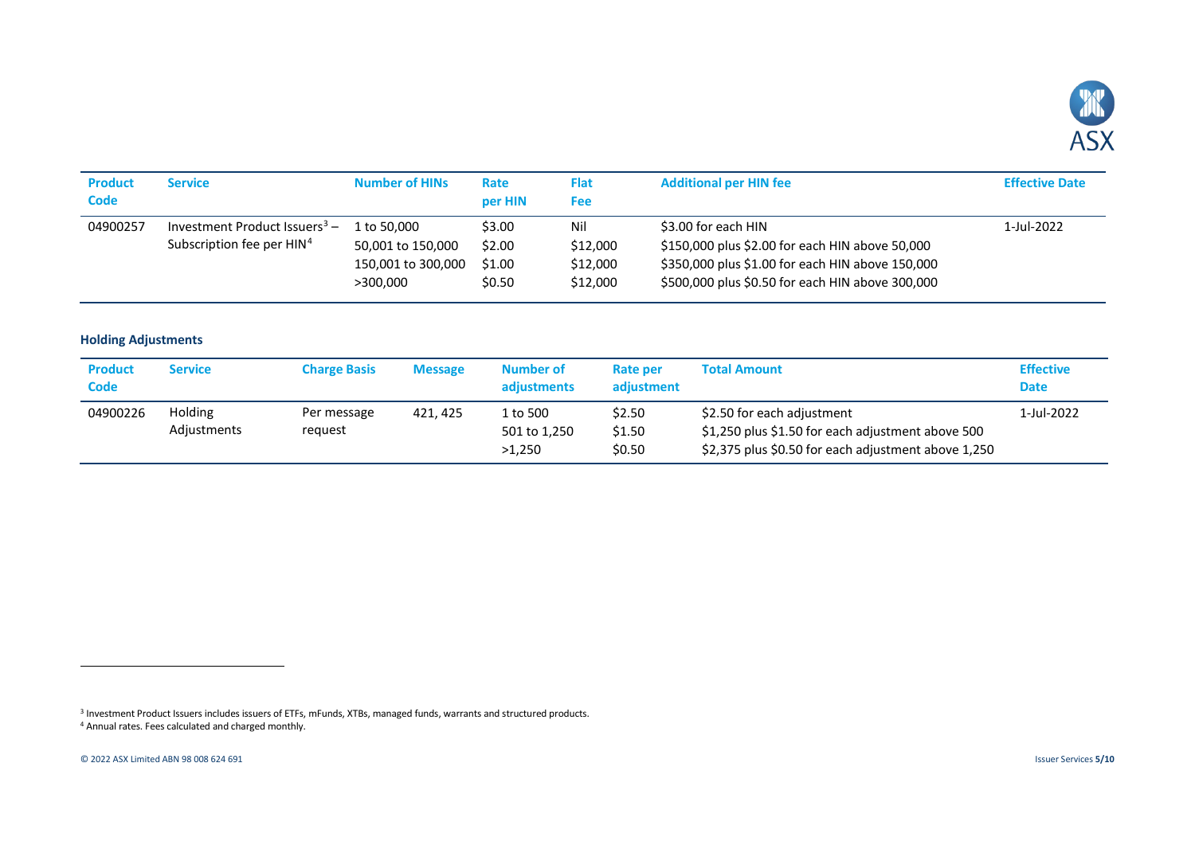| Product Code | Service | Number of HINs | Rate per HIN | Flat Fee | Additional per HIN fee | Effective Date |
|---|---|---|---|---|---|---|
| 04900257 | Investment Product Issuers[3] – Subscription fee per HIN[4] | 1 to 50,000 | $3.00 | Nil | $3.00 for each HIN | 1-Jul-2022 |
| | | 50,001 to 150,000 | $2.00 | $12,000 | $150,000 plus $2.00 for each HIN above 50,000 | |
| | | 150,001 to 300,000 | $1.00 | $12,000 | $350,000 plus $1.00 for each HIN above 150,000 | |
| | | >300,000 | $0.50 | $12,000 | $500,000 plus $0.50 for each HIN above 300,000 | |

**Holding Adjustments**

| Product Code | Service | Charge Basis | Message | Number of adjustments | Rate per adjustment | Total Amount | Effective Date |
|---|---|---|---|---|---|---|---|
| 04900226 | Holding Adjustments | Per message request | 421, 425 | 1 to 500 | $2.50 | $2.50 for each adjustment | 1-Jul-2022 |
| | | | | 501 to 1,250 | $1.50 | $1,250 plus $1.50 for each adjustment above 500 | |
| | | | | >1,250 | $0.50 | $2,375 plus $0.50 for each adjustment above 1,250 | |

[3] Investment Product Issuers includes issuers of ETFs, mFunds, XTBs, managed funds, warrants and structured products.
[4] Annual rates. Fees calculated and charged monthly.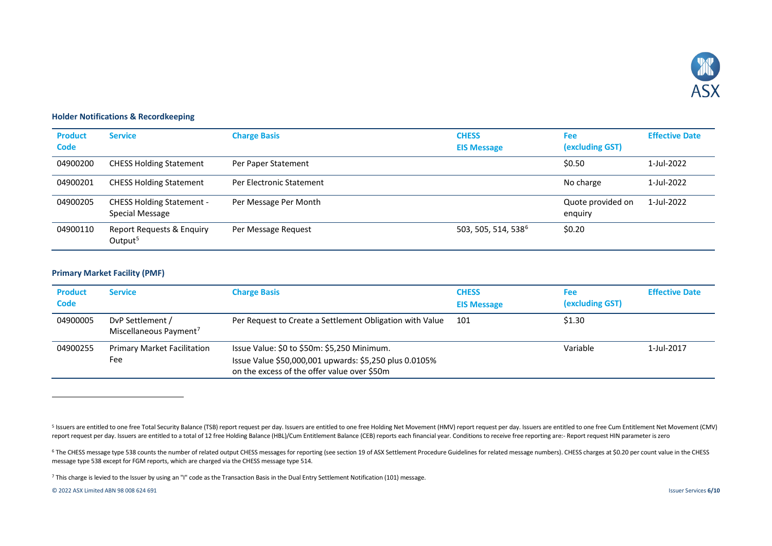### Holder Notifications & Recordkeeping

| Product Code | Service | Charge Basis | CHESS EIS Message | Fee (excluding GST) | Effective Date |
|---|---|---|---|---|---|
| 04900200 | CHESS Holding Statement | Per Paper Statement | | $0.50 | 1-Jul-2022 |
| 04900201 | CHESS Holding Statement | Per Electronic Statement | | No charge | 1-Jul-2022 |
| 04900205 | CHESS Holding Statement - Special Message | Per Message Per Month | | Quote provided on enquiry | 1-Jul-2022 |
| 04900110 | Report Requests & Enquiry Output[5] | Per Message Request | 503, 505, 514, 538[6] | $0.20 | |

### Primary Market Facility (PMF)

| Product Code | Service | Charge Basis | CHESS EIS Message | Fee (excluding GST) | Effective Date |
|---|---|---|---|---|---|
| 04900005 | DvP Settlement / Miscellaneous Payment[7] | Per Request to Create a Settlement Obligation with Value | 101 | $1.30 | |
| 04900255 | Primary Market Facilitation Fee | Issue Value: $0 to $50m: $5,250 Minimum. Issue Value $50,000,001 upwards: $5,250 plus 0.0105% on the excess of the offer value over $50m | | Variable | 1-Jul-2017 |

---

[5] Issuers are entitled to one free Total Security Balance (TSB) report request per day. Issuers are entitled to one free Holding Net Movement (HMV) report request per day. Issuers are entitled to one free Cum Entitlement Net Movement (CMV) report request per day. Issuers are entitled to a total of 12 free Holding Balance (HBL)/Cum Entitlement Balance (CEB) reports each financial year. Conditions to receive free reporting are:- Report request HIN parameter is zero

[6] The CHESS message type 538 counts the number of related output CHESS messages for reporting (see section 19 of ASX Settlement Procedure Guidelines for related message numbers). CHESS charges at $0.20 per count value in the CHESS message type 538 except for FGM reports, which are charged via the CHESS message type 514.

[7] This charge is levied to the Issuer by using an "I" code as the Transaction Basis in the Dual Entry Settlement Notification (101) message.

© 2022 ASX Limited ABN 98 008 624 691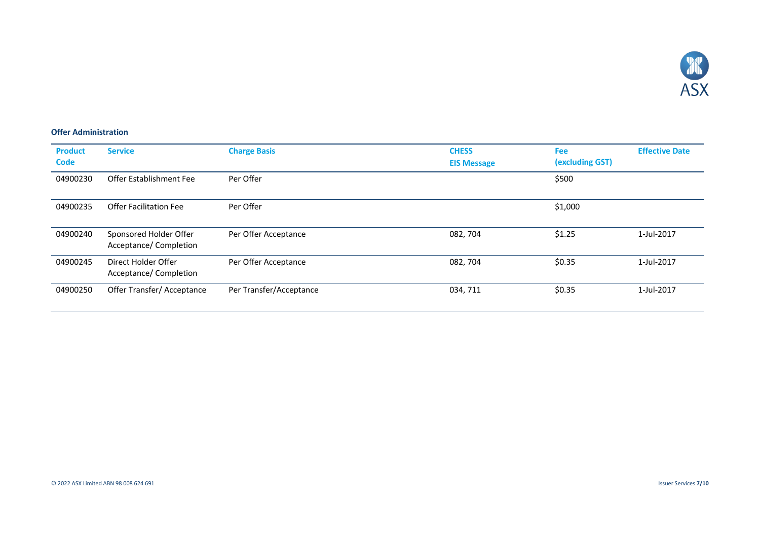**Offer Administration**

| Product Code | Service | Charge Basis | CHESS EIS Message | Fee (excluding GST) | Effective Date |
|---|---|---|---|---|---|
| 04900230 | Offer Establishment Fee | Per Offer | | $500 | |
| 04900235 | Offer Facilitation Fee | Per Offer | | $1,000 | |
| 04900240 | Sponsored Holder Offer Acceptance/ Completion | Per Offer Acceptance | 082, 704 | $1.25 | 1-Jul-2017 |
| 04900245 | Direct Holder Offer Acceptance/ Completion | Per Offer Acceptance | 082, 704 | $0.35 | 1-Jul-2017 |
| 04900250 | Offer Transfer/ Acceptance | Per Transfer/Acceptance | 034, 711 | $0.35 | 1-Jul-2017 |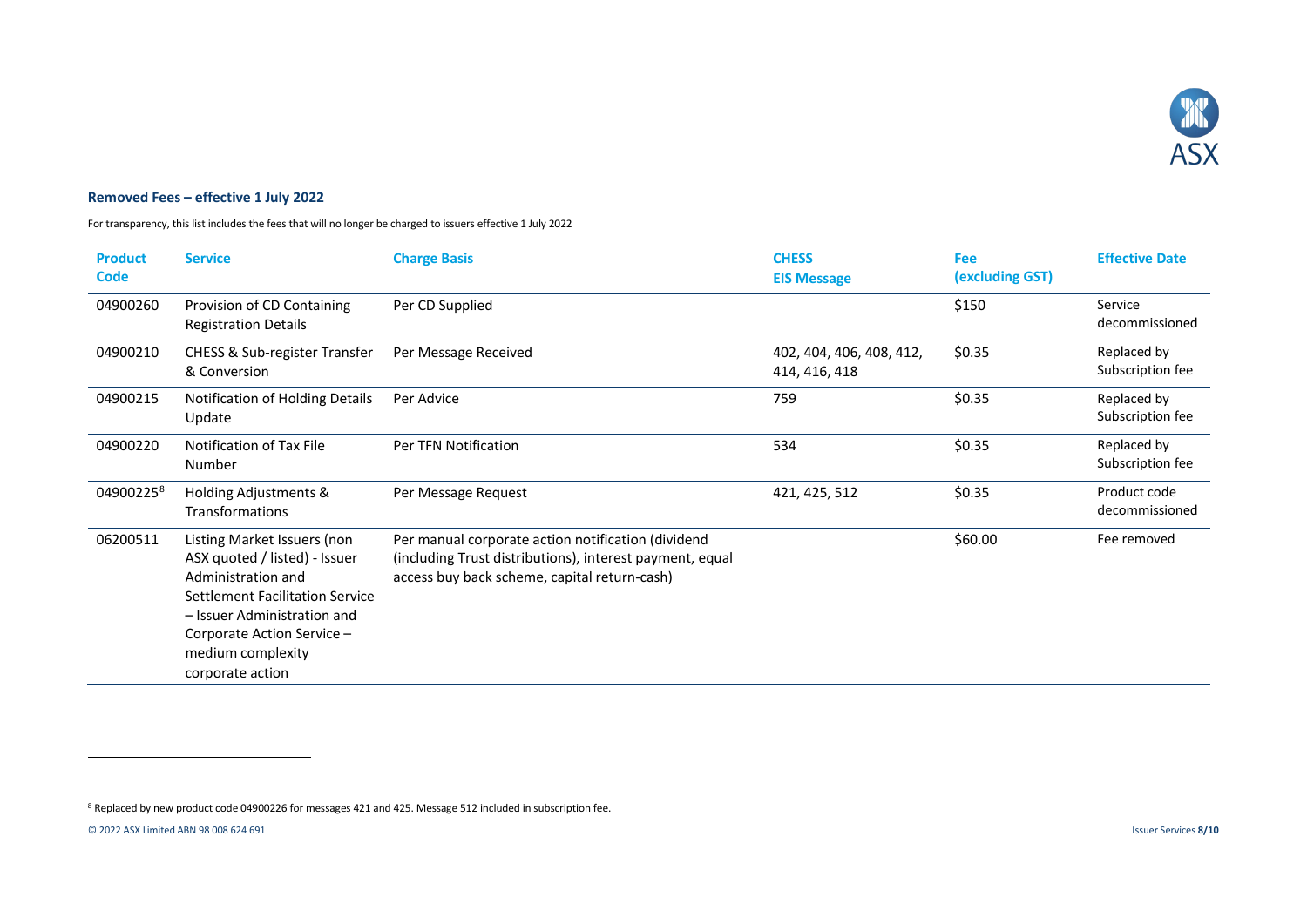## Removed Fees – effective 1 July 2022

For transparency, this list includes the fees that will no longer be charged to issuers effective 1 July 2022

| Product Code | Service | Charge Basis | CHESS EIS Message | Fee (excluding GST) | Effective Date |
|---|---|---|---|---|---|
| 04900260 | Provision of CD Containing Registration Details | Per CD Supplied | | $150 | Service decommissioned |
| 04900210 | CHESS & Sub-register Transfer & Conversion | Per Message Received | 402, 404, 406, 408, 412, 414, 416, 418 | $0.35 | Replaced by Subscription fee |
| 04900215 | Notification of Holding Details Update | Per Advice | 759 | $0.35 | Replaced by Subscription fee |
| 04900220 | Notification of Tax File Number | Per TFN Notification | 534 | $0.35 | Replaced by Subscription fee |
| 04900225[8] | Holding Adjustments & Transformations | Per Message Request | 421, 425, 512 | $0.35 | Product code decommissioned |
| 06200511 | Listing Market Issuers (non ASX quoted / listed) - Issuer Administration and Settlement Facilitation Service – Issuer Administration and Corporate Action Service – medium complexity corporate action | Per manual corporate action notification (dividend (including Trust distributions), interest payment, equal access buy back scheme, capital return-cash) | | $60.00 | Fee removed |

[8] Replaced by new product code 04900226 for messages 421 and 425. Message 512 included in subscription fee.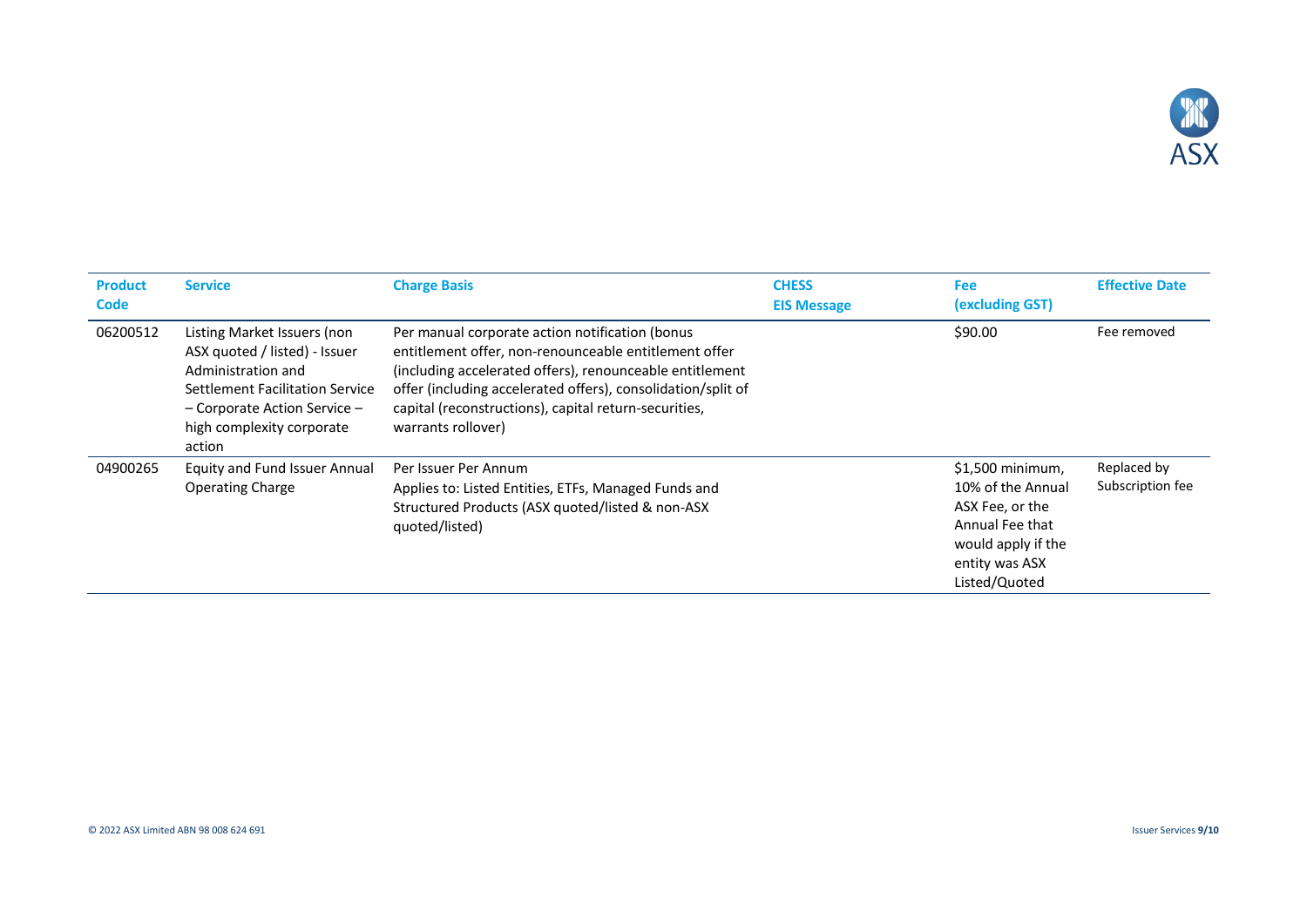| Product Code | Service | Charge Basis | CHESS EIS Message | Fee (excluding GST) | Effective Date |
|---|---|---|---|---|---|
| 06200512 | Listing Market Issuers (non ASX quoted / listed) - Issuer Administration and Settlement Facilitation Service – Corporate Action Service – high complexity corporate action | Per manual corporate action notification (bonus entitlement offer, non-renounceable entitlement offer (including accelerated offers), renounceable entitlement offer (including accelerated offers), consolidation/split of capital (reconstructions), capital return-securities, warrants rollover) | | $90.00 | Fee removed |
| 04900265 | Equity and Fund Issuer Annual Operating Charge | Per Issuer Per Annum<br>Applies to: Listed Entities, ETFs, Managed Funds and Structured Products (ASX quoted/listed & non-ASX quoted/listed) | | $1,500 minimum, 10% of the Annual ASX Fee, or the Annual Fee that would apply if the entity was ASX Listed/Quoted | Replaced by Subscription fee |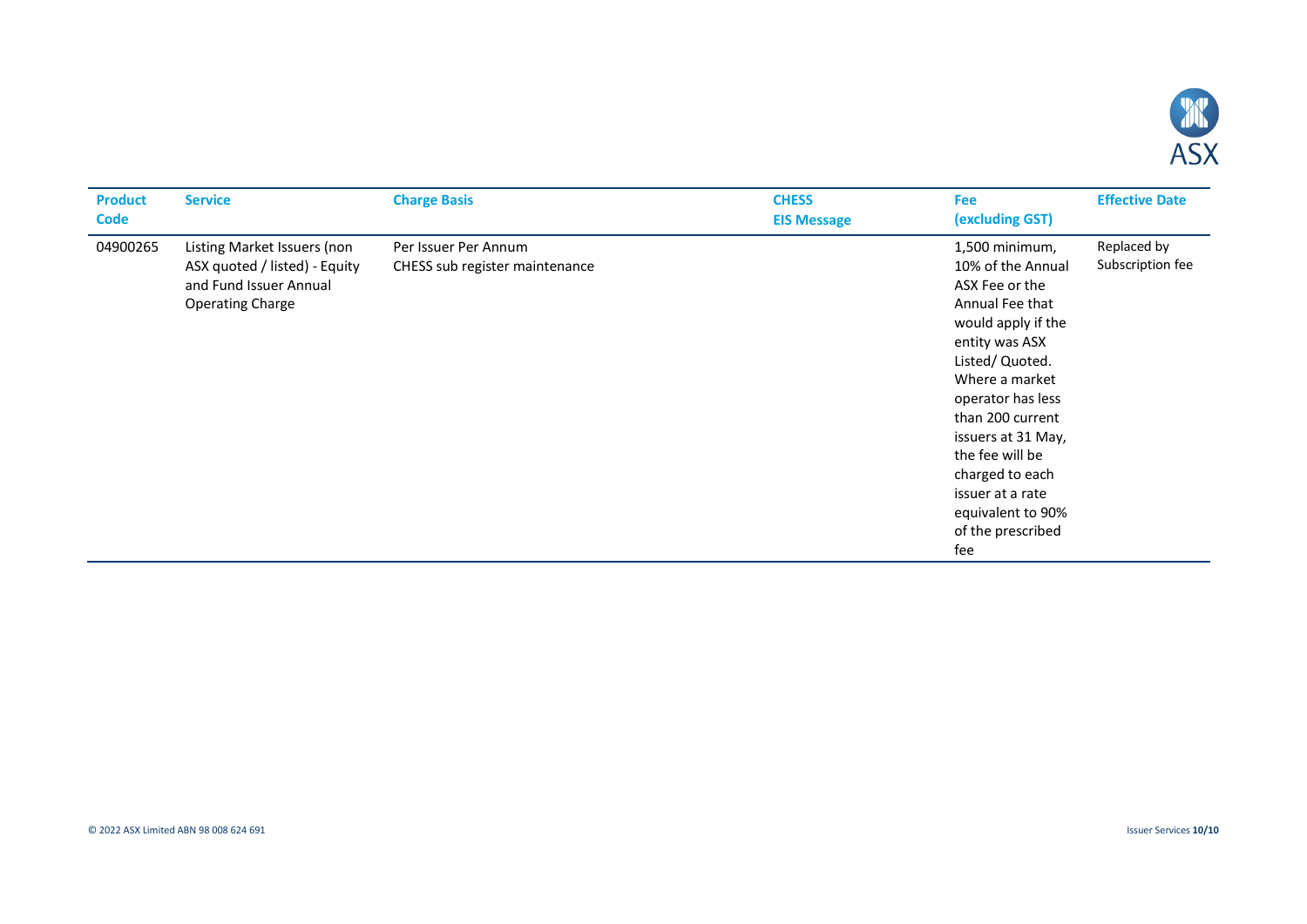| Product Code | Service | Charge Basis | CHESS EIS Message | Fee (excluding GST) | Effective Date |
|---|---|---|---|---|---|
| 04900265 | Listing Market Issuers (non ASX quoted / listed) - Equity and Fund Issuer Annual Operating Charge | Per Issuer Per Annum CHESS sub register maintenance | | 1,500 minimum, 10% of the Annual ASX Fee or the Annual Fee that would apply if the entity was ASX Listed/ Quoted. Where a market operator has less than 200 current issuers at 31 May, the fee will be charged to each issuer at a rate equivalent to 90% of the prescribed fee | Replaced by Subscription fee |

© 2022 ASX Limited ABN 98 008 624 691